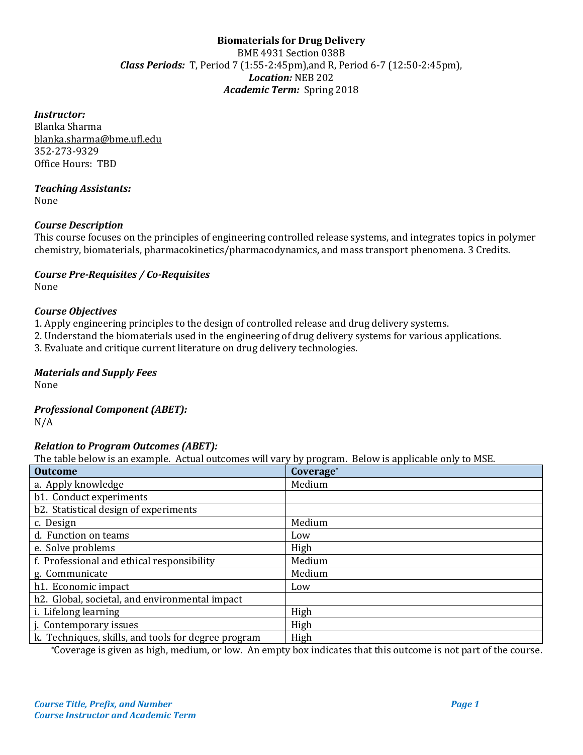**Biomaterials for Drug Delivery**
BME 4931 Section 038B
***Class Periods:*** T, Period 7 (1:55-2:45pm),and R, Period 6-7 (12:50-2:45pm),
***Location:*** NEB 202
***Academic Term:*** Spring 2018

***Instructor:***
Blanka Sharma
blanka.sharma@bme.ufl.edu
352-273-9329
Office Hours: TBD

***Teaching Assistants:***
None

***Course Description***
This course focuses on the principles of engineering controlled release systems, and integrates topics in polymer chemistry, biomaterials, pharmacokinetics/pharmacodynamics, and mass transport phenomena. 3 Credits.

***Course Pre-Requisites / Co-Requisites***
None

***Course Objectives***
1. Apply engineering principles to the design of controlled release and drug delivery systems.
2. Understand the biomaterials used in the engineering of drug delivery systems for various applications.
3. Evaluate and critique current literature on drug delivery technologies.

***Materials and Supply Fees***
None

***Professional Component (ABET):***
N/A

***Relation to Program Outcomes (ABET):***
The table below is an example. Actual outcomes will vary by program. Below is applicable only to MSE.

| Outcome | Coverage* |
|---|---|
| a. Apply knowledge | Medium |
| b1. Conduct experiments | |
| b2. Statistical design of experiments | |
| c. Design | Medium |
| d. Function on teams | Low |
| e. Solve problems | High |
| f. Professional and ethical responsibility | Medium |
| g. Communicate | Medium |
| h1. Economic impact | Low |
| h2. Global, societal, and environmental impact | |
| i. Lifelong learning | High |
| j. Contemporary issues | High |
| k. Techniques, skills, and tools for degree program | High |

*Coverage is given as high, medium, or low. An empty box indicates that this outcome is not part of the course.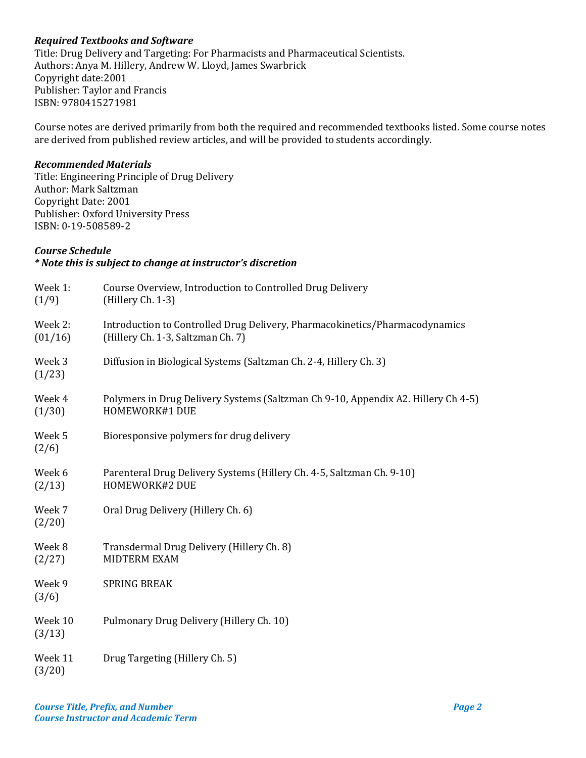***Required Textbooks and Software***

Title: Drug Delivery and Targeting: For Pharmacists and Pharmaceutical Scientists.
Authors: Anya M. Hillery, Andrew W. Lloyd, James Swarbrick
Copyright date:2001
Publisher: Taylor and Francis
ISBN: 9780415271981

Course notes are derived primarily from both the required and recommended textbooks listed. Some course notes are derived from published review articles, and will be provided to students accordingly.

***Recommended Materials***

Title: Engineering Principle of Drug Delivery
Author: Mark Saltzman
Copyright Date: 2001
Publisher: Oxford University Press
ISBN: 0-19-508589-2

***Course Schedule***
***\* Note this is subject to change at instructor's discretion***

| | |
|---|---|
| Week 1: (1/9) | Course Overview, Introduction to Controlled Drug Delivery (Hillery Ch. 1-3) |
| Week 2: (01/16) | Introduction to Controlled Drug Delivery, Pharmacokinetics/Pharmacodynamics (Hillery Ch. 1-3, Saltzman Ch. 7) |
| Week 3 (1/23) | Diffusion in Biological Systems (Saltzman Ch. 2-4, Hillery Ch. 3) |
| Week 4 (1/30) | Polymers in Drug Delivery Systems (Saltzman Ch 9-10, Appendix A2. Hillery Ch 4-5) HOMEWORK#1 DUE |
| Week 5 (2/6) | Bioresponsive polymers for drug delivery |
| Week 6 (2/13) | Parenteral Drug Delivery Systems (Hillery Ch. 4-5, Saltzman Ch. 9-10) HOMEWORK#2 DUE |
| Week 7 (2/20) | Oral Drug Delivery (Hillery Ch. 6) |
| Week 8 (2/27) | Transdermal Drug Delivery (Hillery Ch. 8) MIDTERM EXAM |
| Week 9 (3/6) | SPRING BREAK |
| Week 10 (3/13) | Pulmonary Drug Delivery (Hillery Ch. 10) |
| Week 11 (3/20) | Drug Targeting (Hillery Ch. 5) |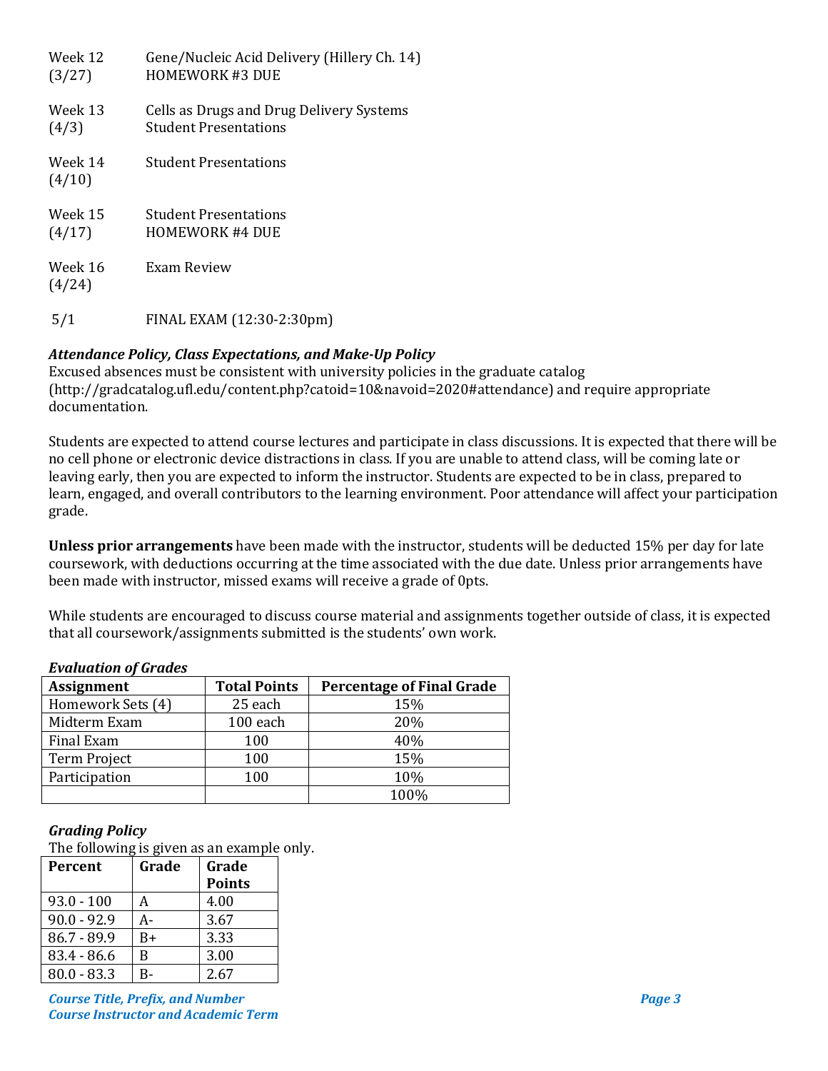| | |
|---|---|
| Week 12 (3/27) | Gene/Nucleic Acid Delivery (Hillery Ch. 14)<br>HOMEWORK #3 DUE |
| Week 13 (4/3) | Cells as Drugs and Drug Delivery Systems<br>Student Presentations |
| Week 14 (4/10) | Student Presentations |
| Week 15 (4/17) | Student Presentations<br>HOMEWORK #4 DUE |
| Week 16 (4/24) | Exam Review |
| 5/1 | FINAL EXAM (12:30-2:30pm) |

***Attendance Policy, Class Expectations, and Make-Up Policy***
Excused absences must be consistent with university policies in the graduate catalog (http://gradcatalog.ufl.edu/content.php?catoid=10&navoid=2020#attendance) and require appropriate documentation.

Students are expected to attend course lectures and participate in class discussions. It is expected that there will be no cell phone or electronic device distractions in class. If you are unable to attend class, will be coming late or leaving early, then you are expected to inform the instructor. Students are expected to be in class, prepared to learn, engaged, and overall contributors to the learning environment. Poor attendance will affect your participation grade.

**Unless prior arrangements** have been made with the instructor, students will be deducted 15% per day for late coursework, with deductions occurring at the time associated with the due date. Unless prior arrangements have been made with instructor, missed exams will receive a grade of 0pts.

While students are encouraged to discuss course material and assignments together outside of class, it is expected that all coursework/assignments submitted is the students' own work.

***Evaluation of Grades***

| Assignment | Total Points | Percentage of Final Grade |
|---|---|---|
| Homework Sets (4) | 25 each | 15% |
| Midterm Exam | 100 each | 20% |
| Final Exam | 100 | 40% |
| Term Project | 100 | 15% |
| Participation | 100 | 10% |
| | | 100% |

***Grading Policy***
The following is given as an example only.

| Percent | Grade | Grade Points |
|---|---|---|
| 93.0 - 100 | A | 4.00 |
| 90.0 - 92.9 | A- | 3.67 |
| 86.7 - 89.9 | B+ | 3.33 |
| 83.4 - 86.6 | B | 3.00 |
| 80.0 - 83.3 | B- | 2.67 |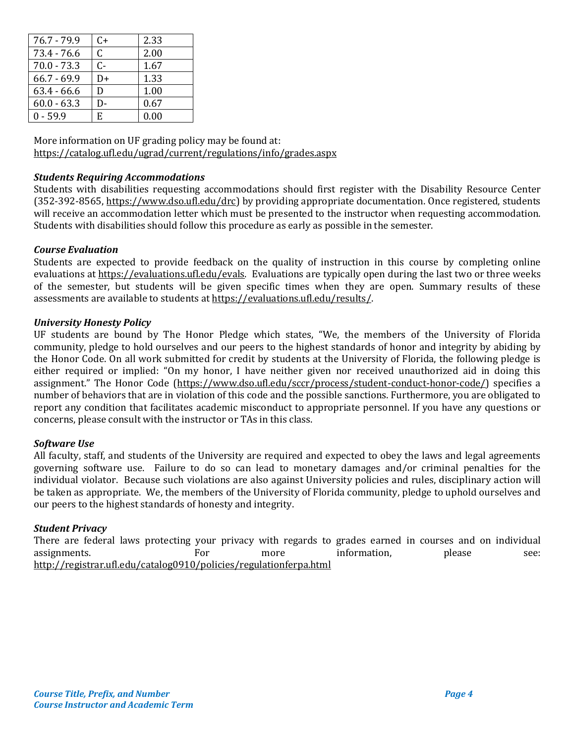| 76.7 - 79.9 | C+ | 2.33 |
|---|---|---|
| 73.4 - 76.6 | C | 2.00 |
| 70.0 - 73.3 | C- | 1.67 |
| 66.7 - 69.9 | D+ | 1.33 |
| 63.4 - 66.6 | D | 1.00 |
| 60.0 - 63.3 | D- | 0.67 |
| 0 - 59.9 | E | 0.00 |

More information on UF grading policy may be found at:
https://catalog.ufl.edu/ugrad/current/regulations/info/grades.aspx

***Students Requiring Accommodations***
Students with disabilities requesting accommodations should first register with the Disability Resource Center (352-392-8565, https://www.dso.ufl.edu/drc) by providing appropriate documentation. Once registered, students will receive an accommodation letter which must be presented to the instructor when requesting accommodation. Students with disabilities should follow this procedure as early as possible in the semester.

***Course Evaluation***
Students are expected to provide feedback on the quality of instruction in this course by completing online evaluations at https://evaluations.ufl.edu/evals. Evaluations are typically open during the last two or three weeks of the semester, but students will be given specific times when they are open. Summary results of these assessments are available to students at https://evaluations.ufl.edu/results/.

***University Honesty Policy***
UF students are bound by The Honor Pledge which states, "We, the members of the University of Florida community, pledge to hold ourselves and our peers to the highest standards of honor and integrity by abiding by the Honor Code. On all work submitted for credit by students at the University of Florida, the following pledge is either required or implied: "On my honor, I have neither given nor received unauthorized aid in doing this assignment." The Honor Code (https://www.dso.ufl.edu/sccr/process/student-conduct-honor-code/) specifies a number of behaviors that are in violation of this code and the possible sanctions. Furthermore, you are obligated to report any condition that facilitates academic misconduct to appropriate personnel. If you have any questions or concerns, please consult with the instructor or TAs in this class.

***Software Use***
All faculty, staff, and students of the University are required and expected to obey the laws and legal agreements governing software use. Failure to do so can lead to monetary damages and/or criminal penalties for the individual violator. Because such violations are also against University policies and rules, disciplinary action will be taken as appropriate. We, the members of the University of Florida community, pledge to uphold ourselves and our peers to the highest standards of honesty and integrity.

***Student Privacy***
There are federal laws protecting your privacy with regards to grades earned in courses and on individual assignments. For more information, please see: http://registrar.ufl.edu/catalog0910/policies/regulationferpa.html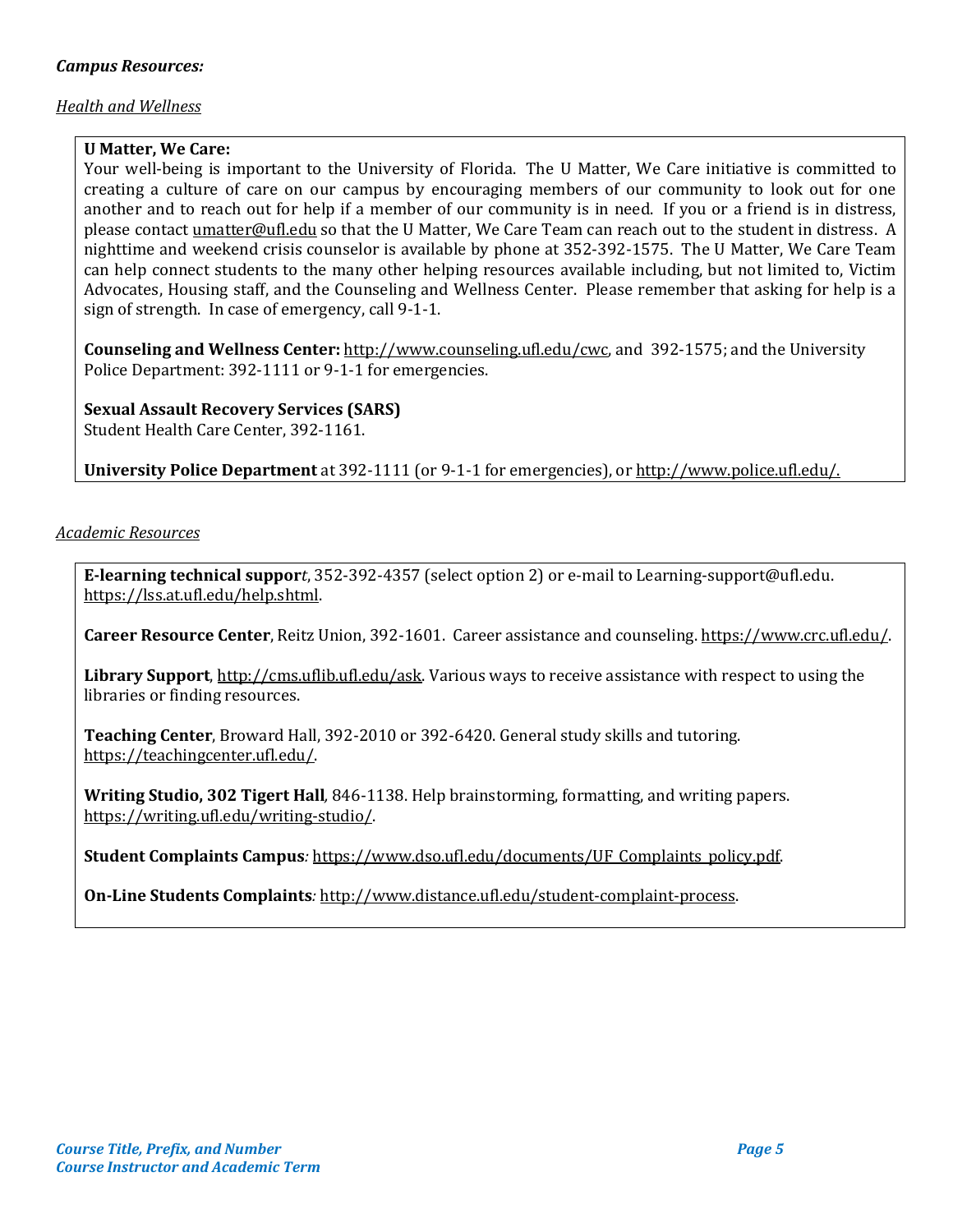***Campus Resources:***

*Health and Wellness*

**U Matter, We Care:**
Your well-being is important to the University of Florida. The U Matter, We Care initiative is committed to creating a culture of care on our campus by encouraging members of our community to look out for one another and to reach out for help if a member of our community is in need. If you or a friend is in distress, please contact umatter@ufl.edu so that the U Matter, We Care Team can reach out to the student in distress. A nighttime and weekend crisis counselor is available by phone at 352-392-1575. The U Matter, We Care Team can help connect students to the many other helping resources available including, but not limited to, Victim Advocates, Housing staff, and the Counseling and Wellness Center. Please remember that asking for help is a sign of strength. In case of emergency, call 9-1-1.

**Counseling and Wellness Center:** http://www.counseling.ufl.edu/cwc, and 392-1575; and the University Police Department: 392-1111 or 9-1-1 for emergencies.

**Sexual Assault Recovery Services (SARS)**
Student Health Care Center, 392-1161.

**University Police Department** at 392-1111 (or 9-1-1 for emergencies), or http://www.police.ufl.edu/.

*Academic Resources*

**E-learning technical suppor***t*, 352-392-4357 (select option 2) or e-mail to Learning-support@ufl.edu. https://lss.at.ufl.edu/help.shtml.

**Career Resource Center**, Reitz Union, 392-1601. Career assistance and counseling. https://www.crc.ufl.edu/.

**Library Support**, http://cms.uflib.ufl.edu/ask. Various ways to receive assistance with respect to using the libraries or finding resources.

**Teaching Center**, Broward Hall, 392-2010 or 392-6420. General study skills and tutoring. https://teachingcenter.ufl.edu/.

**Writing Studio, 302 Tigert Hall***,* 846-1138. Help brainstorming, formatting, and writing papers. https://writing.ufl.edu/writing-studio/.

**Student Complaints Campus***:* https://www.dso.ufl.edu/documents/UF_Complaints_policy.pdf.

**On-Line Students Complaints***:* http://www.distance.ufl.edu/student-complaint-process.